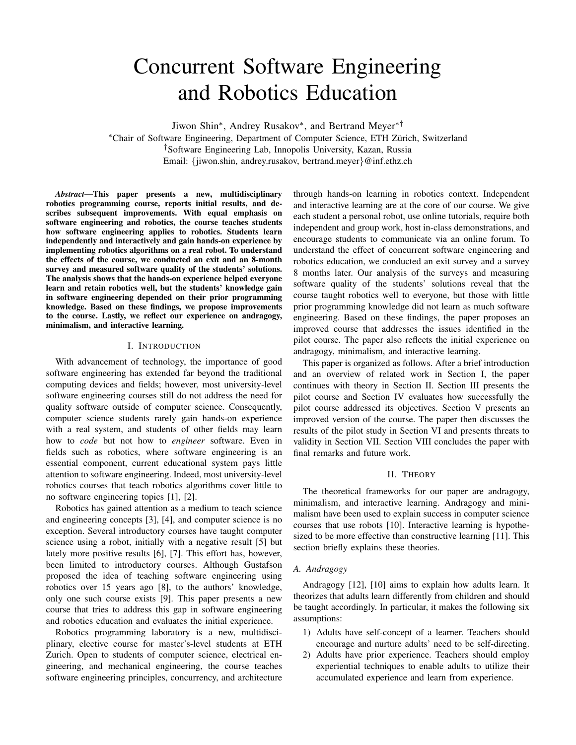# Concurrent Software Engineering and Robotics Education

Jiwon Shin*, Andrey Rusakov*, and Bertrand Meyer*†

*Chair of Software Engineering, Department of Computer Science, ETH Zürich, Switzerland

†Software Engineering Lab, Innopolis University, Kazan, Russia

Email: {jiwon.shin, andrey.rusakov, bertrand.meyer}@inf.ethz.ch

***Abstract*—This paper presents a new, multidisciplinary robotics programming course, reports initial results, and describes subsequent improvements. With equal emphasis on software engineering and robotics, the course teaches students how software engineering applies to robotics. Students learn independently and interactively and gain hands-on experience by implementing robotics algorithms on a real robot. To understand the effects of the course, we conducted an exit and an 8-month survey and measured software quality of the students' solutions. The analysis shows that the hands-on experience helped everyone learn and retain robotics well, but the students' knowledge gain in software engineering depended on their prior programming knowledge. Based on these findings, we propose improvements to the course. Lastly, we reflect our experience on andragogy, minimalism, and interactive learning.**

## I. Introduction

With advancement of technology, the importance of good software engineering has extended far beyond the traditional computing devices and fields; however, most university-level software engineering courses still do not address the need for quality software outside of computer science. Consequently, computer science students rarely gain hands-on experience with a real system, and students of other fields may learn how to *code* but not how to *engineer* software. Even in fields such as robotics, where software engineering is an essential component, current educational system pays little attention to software engineering. Indeed, most university-level robotics courses that teach robotics algorithms cover little to no software engineering topics [1], [2].

Robotics has gained attention as a medium to teach science and engineering concepts [3], [4], and computer science is no exception. Several introductory courses have taught computer science using a robot, initially with a negative result [5] but lately more positive results [6], [7]. This effort has, however, been limited to introductory courses. Although Gustafson proposed the idea of teaching software engineering using robotics over 15 years ago [8], to the authors' knowledge, only one such course exists [9]. This paper presents a new course that tries to address this gap in software engineering and robotics education and evaluates the initial experience.

Robotics programming laboratory is a new, multidisciplinary, elective course for master's-level students at ETH Zurich. Open to students of computer science, electrical engineering, and mechanical engineering, the course teaches software engineering principles, concurrency, and architecture through hands-on learning in robotics context. Independent and interactive learning are at the core of our course. We give each student a personal robot, use online tutorials, require both independent and group work, host in-class demonstrations, and encourage students to communicate via an online forum. To understand the effect of concurrent software engineering and robotics education, we conducted an exit survey and a survey 8 months later. Our analysis of the surveys and measuring software quality of the students' solutions reveal that the course taught robotics well to everyone, but those with little prior programming knowledge did not learn as much software engineering. Based on these findings, the paper proposes an improved course that addresses the issues identified in the pilot course. The paper also reflects the initial experience on andragogy, minimalism, and interactive learning.

This paper is organized as follows. After a brief introduction and an overview of related work in Section I, the paper continues with theory in Section II. Section III presents the pilot course and Section IV evaluates how successfully the pilot course addressed its objectives. Section V presents an improved version of the course. The paper then discusses the results of the pilot study in Section VI and presents threats to validity in Section VII. Section VIII concludes the paper with final remarks and future work.

## II. Theory

The theoretical frameworks for our paper are andragogy, minimalism, and interactive learning. Andragogy and minimalism have been used to explain success in computer science courses that use robots [10]. Interactive learning is hypothesized to be more effective than constructive learning [11]. This section briefly explains these theories.

### A. Andragogy

Andragogy [12], [10] aims to explain how adults learn. It theorizes that adults learn differently from children and should be taught accordingly. In particular, it makes the following six assumptions:

1) Adults have self-concept of a learner. Teachers should encourage and nurture adults' need to be self-directing.
2) Adults have prior experience. Teachers should employ experiential techniques to enable adults to utilize their accumulated experience and learn from experience.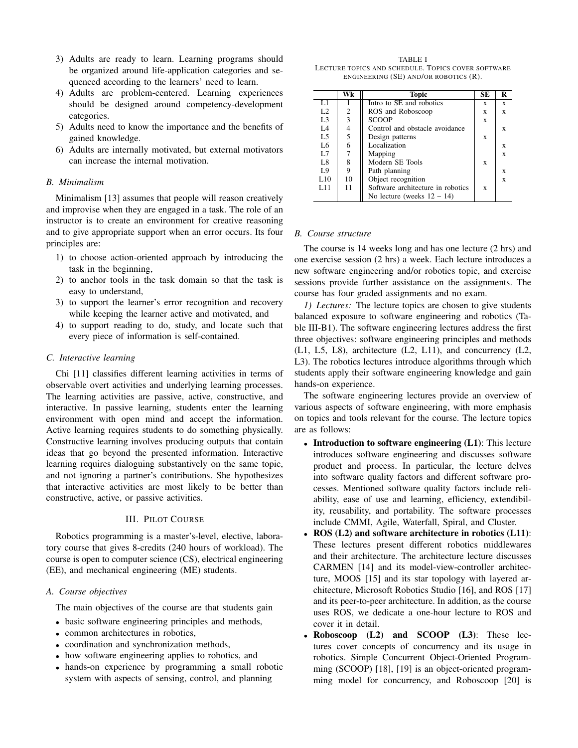3) Adults are ready to learn. Learning programs should be organized around life-application categories and sequenced according to the learners' need to learn.
4) Adults are problem-centered. Learning experiences should be designed around competency-development categories.
5) Adults need to know the importance and the benefits of gained knowledge.
6) Adults are internally motivated, but external motivators can increase the internal motivation.

### B. Minimalism

Minimalism [13] assumes that people will reason creatively and improvise when they are engaged in a task. The role of an instructor is to create an environment for creative reasoning and to give appropriate support when an error occurs. Its four principles are:

1) to choose action-oriented approach by introducing the task in the beginning,
2) to anchor tools in the task domain so that the task is easy to understand,
3) to support the learner's error recognition and recovery while keeping the learner active and motivated, and
4) to support reading to do, study, and locate such that every piece of information is self-contained.

### C. Interactive learning

Chi [11] classifies different learning activities in terms of observable overt activities and underlying learning processes. The learning activities are passive, active, constructive, and interactive. In passive learning, students enter the learning environment with open mind and accept the information. Active learning requires students to do something physically. Constructive learning involves producing outputs that contain ideas that go beyond the presented information. Interactive learning requires dialoguing substantively on the same topic, and not ignoring a partner's contributions. She hypothesizes that interactive activities are most likely to be better than constructive, active, or passive activities.

## III. Pilot Course

Robotics programming is a master's-level, elective, laboratory course that gives 8-credits (240 hours of workload). The course is open to computer science (CS), electrical engineering (EE), and mechanical engineering (ME) students.

### A. Course objectives

The main objectives of the course are that students gain

- basic software engineering principles and methods,
- common architectures in robotics,
- coordination and synchronization methods,
- how software engineering applies to robotics, and
- hands-on experience by programming a small robotic system with aspects of sensing, control, and planning

TABLE I
Lecture topics and schedule. Topics cover software engineering (SE) and/or robotics (R).

| | Wk | Topic | SE | R |
|---|---|---|---|---|
| L1 | 1 | Intro to SE and robotics | x | x |
| L2 | 2 | ROS and Roboscoop | x | x |
| L3 | 3 | SCOOP | x | |
| L4 | 4 | Control and obstacle avoidance | | x |
| L5 | 5 | Design patterns | x | |
| L6 | 6 | Localization | | x |
| L7 | 7 | Mapping | | x |
| L8 | 8 | Modern SE Tools | x | |
| L9 | 9 | Path planning | | x |
| L10 | 10 | Object recognition | | x |
| L11 | 11 | Software architecture in robotics | x | |
| | | No lecture (weeks 12 – 14) | | |

### B. Course structure

The course is 14 weeks long and has one lecture (2 hrs) and one exercise session (2 hrs) a week. Each lecture introduces a new software engineering and/or robotics topic, and exercise sessions provide further assistance on the assignments. The course has four graded assignments and no exam.

*1) Lectures:* The lecture topics are chosen to give students balanced exposure to software engineering and robotics (Table III-B1). The software engineering lectures address the first three objectives: software engineering principles and methods (L1, L5, L8), architecture (L2, L11), and concurrency (L2, L3). The robotics lectures introduce algorithms through which students apply their software engineering knowledge and gain hands-on experience.

The software engineering lectures provide an overview of various aspects of software engineering, with more emphasis on topics and tools relevant for the course. The lecture topics are as follows:

- **Introduction to software engineering (L1)**: This lecture introduces software engineering and discusses software product and process. In particular, the lecture delves into software quality factors and different software processes. Mentioned software quality factors include reliability, ease of use and learning, efficiency, extendibility, reusability, and portability. The software processes include CMMI, Agile, Waterfall, Spiral, and Cluster.
- **ROS (L2) and software architecture in robotics (L11)**: These lectures present different robotics middlewares and their architecture. The architecture lecture discusses CARMEN [14] and its model-view-controller architecture, MOOS [15] and its star topology with layered architecture, Microsoft Robotics Studio [16], and ROS [17] and its peer-to-peer architecture. In addition, as the course uses ROS, we dedicate a one-hour lecture to ROS and cover it in detail.
- **Roboscoop (L2) and SCOOP (L3)**: These lectures cover concepts of concurrency and its usage in robotics. Simple Concurrent Object-Oriented Programming (SCOOP) [18], [19] is an object-oriented programming model for concurrency, and Roboscoop [20] is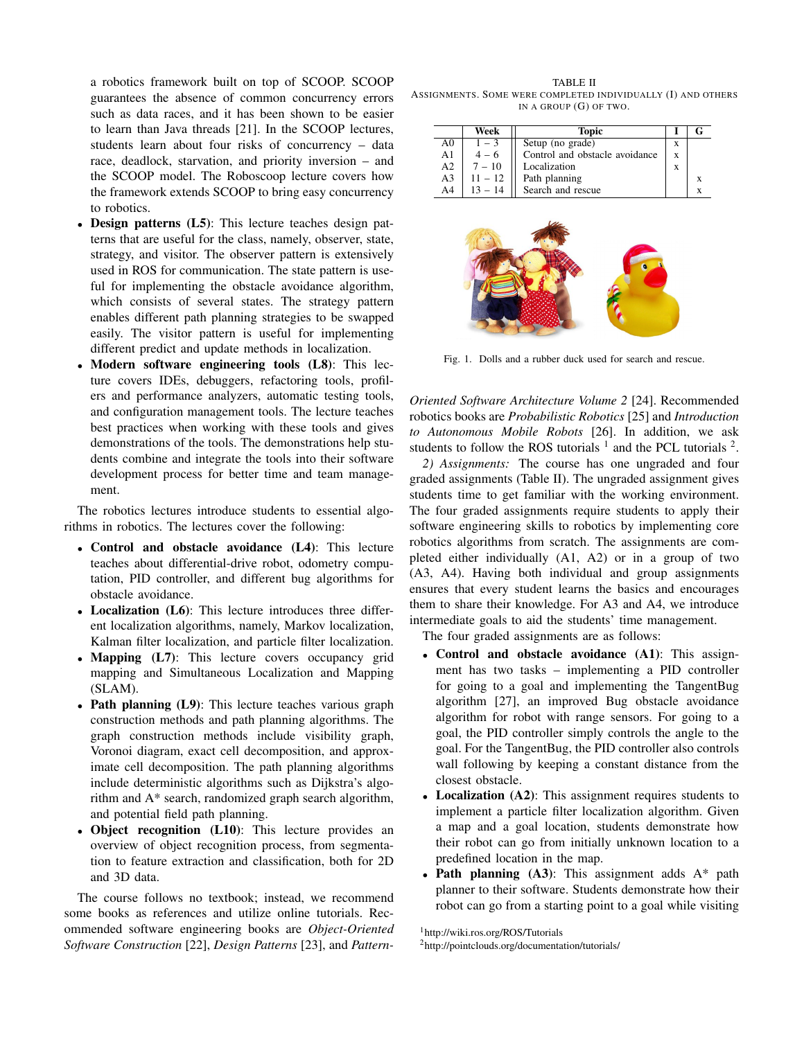a robotics framework built on top of SCOOP. SCOOP guarantees the absence of common concurrency errors such as data races, and it has been shown to be easier to learn than Java threads [21]. In the SCOOP lectures, students learn about four risks of concurrency – data race, deadlock, starvation, and priority inversion – and the SCOOP model. The Roboscoop lecture covers how the framework extends SCOOP to bring easy concurrency to robotics.

- **Design patterns (L5)**: This lecture teaches design patterns that are useful for the class, namely, observer, state, strategy, and visitor. The observer pattern is extensively used in ROS for communication. The state pattern is useful for implementing the obstacle avoidance algorithm, which consists of several states. The strategy pattern enables different path planning strategies to be swapped easily. The visitor pattern is useful for implementing different predict and update methods in localization.
- **Modern software engineering tools (L8)**: This lecture covers IDEs, debuggers, refactoring tools, profilers and performance analyzers, automatic testing tools, and configuration management tools. The lecture teaches best practices when working with these tools and gives demonstrations of the tools. The demonstrations help students combine and integrate the tools into their software development process for better time and team management.

The robotics lectures introduce students to essential algorithms in robotics. The lectures cover the following:

- **Control and obstacle avoidance (L4)**: This lecture teaches about differential-drive robot, odometry computation, PID controller, and different bug algorithms for obstacle avoidance.
- **Localization (L6)**: This lecture introduces three different localization algorithms, namely, Markov localization, Kalman filter localization, and particle filter localization.
- **Mapping (L7)**: This lecture covers occupancy grid mapping and Simultaneous Localization and Mapping (SLAM).
- **Path planning (L9)**: This lecture teaches various graph construction methods and path planning algorithms. The graph construction methods include visibility graph, Voronoi diagram, exact cell decomposition, and approximate cell decomposition. The path planning algorithms include deterministic algorithms such as Dijkstra's algorithm and A* search, randomized graph search algorithm, and potential field path planning.
- **Object recognition (L10)**: This lecture provides an overview of object recognition process, from segmentation to feature extraction and classification, both for 2D and 3D data.

The course follows no textbook; instead, we recommend some books as references and utilize online tutorials. Recommended software engineering books are *Object-Oriented Software Construction* [22], *Design Patterns* [23], and *Pattern-Oriented Software Architecture Volume 2* [24]. Recommended robotics books are *Probabilistic Robotics* [25] and *Introduction to Autonomous Mobile Robots* [26]. In addition, we ask students to follow the ROS tutorials [1] and the PCL tutorials [2].

TABLE II
ASSIGNMENTS. SOME WERE COMPLETED INDIVIDUALLY (I) AND OTHERS IN A GROUP (G) OF TWO.

| | Week | Topic | I | G |
|---|---|---|---|---|
| A0 | 1 – 3 | Setup (no grade) | x | |
| A1 | 4 – 6 | Control and obstacle avoidance | x | |
| A2 | 7 – 10 | Localization | x | |
| A3 | 11 – 12 | Path planning | | x |
| A4 | 13 – 14 | Search and rescue | | x |

Fig. 1. Dolls and a rubber duck used for search and rescue.

*2) Assignments:* The course has one ungraded and four graded assignments (Table II). The ungraded assignment gives students time to get familiar with the working environment. The four graded assignments require students to apply their software engineering skills to robotics by implementing core robotics algorithms from scratch. The assignments are completed either individually (A1, A2) or in a group of two (A3, A4). Having both individual and group assignments ensures that every student learns the basics and encourages them to share their knowledge. For A3 and A4, we introduce intermediate goals to aid the students' time management.

The four graded assignments are as follows:

- **Control and obstacle avoidance (A1)**: This assignment has two tasks – implementing a PID controller for going to a goal and implementing the TangentBug algorithm [27], an improved Bug obstacle avoidance algorithm for robot with range sensors. For going to a goal, the PID controller simply controls the angle to the goal. For the TangentBug, the PID controller also controls wall following by keeping a constant distance from the closest obstacle.
- **Localization (A2)**: This assignment requires students to implement a particle filter localization algorithm. Given a map and a goal location, students demonstrate how their robot can go from initially unknown location to a predefined location in the map.
- **Path planning (A3)**: This assignment adds A* path planner to their software. Students demonstrate how their robot can go from a starting point to a goal while visiting

[1] http://wiki.ros.org/ROS/Tutorials

[2] http://pointclouds.org/documentation/tutorials/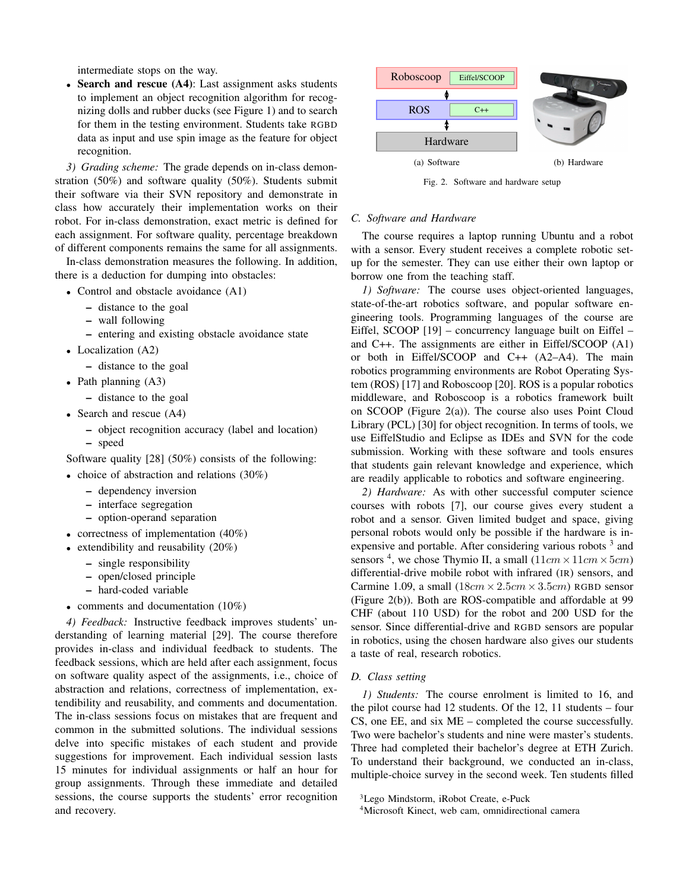intermediate stops on the way.

- **Search and rescue (A4)**: Last assignment asks students to implement an object recognition algorithm for recognizing dolls and rubber ducks (see Figure 1) and to search for them in the testing environment. Students take RGBD data as input and use spin image as the feature for object recognition.

*3) Grading scheme:* The grade depends on in-class demonstration (50%) and software quality (50%). Students submit their software via their SVN repository and demonstrate in class how accurately their implementation works on their robot. For in-class demonstration, exact metric is defined for each assignment. For software quality, percentage breakdown of different components remains the same for all assignments.

In-class demonstration measures the following. In addition, there is a deduction for dumping into obstacles:

- Control and obstacle avoidance (A1)
  - distance to the goal
  - wall following
  - entering and existing obstacle avoidance state
- Localization (A2)
  - distance to the goal
- Path planning (A3)
  - distance to the goal
- Search and rescue (A4)
  - object recognition accuracy (label and location)
  - speed

Software quality [28] (50%) consists of the following:

- choice of abstraction and relations (30%)
  - dependency inversion
  - interface segregation
  - option-operand separation
- correctness of implementation (40%)
- extendibility and reusability (20%)
  - single responsibility
  - open/closed principle
  - hard-coded variable
- comments and documentation (10%)

*4) Feedback:* Instructive feedback improves students' understanding of learning material [29]. The course therefore provides in-class and individual feedback to students. The feedback sessions, which are held after each assignment, focus on software quality aspect of the assignments, i.e., choice of abstraction and relations, correctness of implementation, extendibility and reusability, and comments and documentation. The in-class sessions focus on mistakes that are frequent and common in the submitted solutions. The individual sessions delve into specific mistakes of each student and provide suggestions for improvement. Each individual session lasts 15 minutes for individual assignments or half an hour for group assignments. Through these immediate and detailed sessions, the course supports the students' error recognition and recovery.

(a) Software (b) Hardware

Fig. 2. Software and hardware setup

### C. Software and Hardware

The course requires a laptop running Ubuntu and a robot with a sensor. Every student receives a complete robotic setup for the semester. They can use either their own laptop or borrow one from the teaching staff.

*1) Software:* The course uses object-oriented languages, state-of-the-art robotics software, and popular software engineering tools. Programming languages of the course are Eiffel, SCOOP [19] – concurrency language built on Eiffel – and C++. The assignments are either in Eiffel/SCOOP (A1) or both in Eiffel/SCOOP and C++ (A2–A4). The main robotics programming environments are Robot Operating System (ROS) [17] and Roboscoop [20]. ROS is a popular robotics middleware, and Roboscoop is a robotics framework built on SCOOP (Figure 2(a)). The course also uses Point Cloud Library (PCL) [30] for object recognition. In terms of tools, we use EiffelStudio and Eclipse as IDEs and SVN for the code submission. Working with these software and tools ensures that students gain relevant knowledge and experience, which are readily applicable to robotics and software engineering.

*2) Hardware:* As with other successful computer science courses with robots [7], our course gives every student a robot and a sensor. Given limited budget and space, giving personal robots would only be possible if the hardware is inexpensive and portable. After considering various robots [3] and sensors [4], we chose Thymio II, a small ($11cm \times 11cm \times 5cm$) differential-drive mobile robot with infrared (IR) sensors, and Carmine 1.09, a small ($18cm \times 2.5cm \times 3.5cm$) RGBD sensor (Figure 2(b)). Both are ROS-compatible and affordable at 99 CHF (about 110 USD) for the robot and 200 USD for the sensor. Since differential-drive and RGBD sensors are popular in robotics, using the chosen hardware also gives our students a taste of real, research robotics.

### D. Class setting

*1) Students:* The course enrolment is limited to 16, and the pilot course had 12 students. Of the 12, 11 students – four CS, one EE, and six ME – completed the course successfully. Two were bachelor's students and nine were master's students. Three had completed their bachelor's degree at ETH Zurich. To understand their background, we conducted an in-class, multiple-choice survey in the second week. Ten students filled

[3] Lego Mindstorm, iRobot Create, e-Puck

[4] Microsoft Kinect, web cam, omnidirectional camera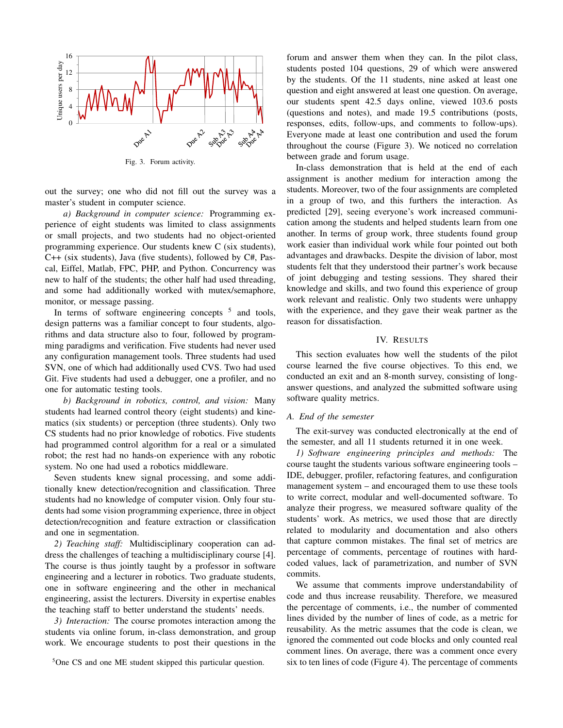Fig. 3. Forum activity.

out the survey; one who did not fill out the survey was a master's student in computer science.

*a) Background in computer science:* Programming experience of eight students was limited to class assignments or small projects, and two students had no object-oriented programming experience. Our students knew C (six students), C++ (six students), Java (five students), followed by C#, Pascal, Eiffel, Matlab, FPC, PHP, and Python. Concurrency was new to half of the students; the other half had used threading, and some had additionally worked with mutex/semaphore, monitor, or message passing.

In terms of software engineering concepts [5] and tools, design patterns was a familiar concept to four students, algorithms and data structure also to four, followed by programming paradigms and verification. Five students had never used any configuration management tools. Three students had used SVN, one of which had additionally used CVS. Two had used Git. Five students had used a debugger, one a profiler, and no one for automatic testing tools.

*b) Background in robotics, control, and vision:* Many students had learned control theory (eight students) and kinematics (six students) or perception (three students). Only two CS students had no prior knowledge of robotics. Five students had programmed control algorithm for a real or a simulated robot; the rest had no hands-on experience with any robotic system. No one had used a robotics middleware.

Seven students knew signal processing, and some additionally knew detection/recognition and classification. Three students had no knowledge of computer vision. Only four students had some vision programming experience, three in object detection/recognition and feature extraction or classification and one in segmentation.

*2) Teaching staff:* Multidisciplinary cooperation can address the challenges of teaching a multidisciplinary course [4]. The course is thus jointly taught by a professor in software engineering and a lecturer in robotics. Two graduate students, one in software engineering and the other in mechanical engineering, assist the lecturers. Diversity in expertise enables the teaching staff to better understand the students' needs.

*3) Interaction:* The course promotes interaction among the students via online forum, in-class demonstration, and group work. We encourage students to post their questions in the forum and answer them when they can. In the pilot class, students posted 104 questions, 29 of which were answered by the students. Of the 11 students, nine asked at least one question and eight answered at least one question. On average, our students spent 42.5 days online, viewed 103.6 posts (questions and notes), and made 19.5 contributions (posts, responses, edits, follow-ups, and comments to follow-ups). Everyone made at least one contribution and used the forum throughout the course (Figure 3). We noticed no correlation between grade and forum usage.

In-class demonstration that is held at the end of each assignment is another medium for interaction among the students. Moreover, two of the four assignments are completed in a group of two, and this furthers the interaction. As predicted [29], seeing everyone's work increased communication among the students and helped students learn from one another. In terms of group work, three students found group work easier than individual work while four pointed out both advantages and drawbacks. Despite the division of labor, most students felt that they understood their partner's work because of joint debugging and testing sessions. They shared their knowledge and skills, and two found this experience of group work relevant and realistic. Only two students were unhappy with the experience, and they gave their weak partner as the reason for dissatisfaction.

[5] One CS and one ME student skipped this particular question.

## IV. Results

This section evaluates how well the students of the pilot course learned the five course objectives. To this end, we conducted an exit and an 8-month survey, consisting of long-answer questions, and analyzed the submitted software using software quality metrics.

### A. End of the semester

The exit-survey was conducted electronically at the end of the semester, and all 11 students returned it in one week.

*1) Software engineering principles and methods:* The course taught the students various software engineering tools – IDE, debugger, profiler, refactoring features, and configuration management system – and encouraged them to use these tools to write correct, modular and well-documented software. To analyze their progress, we measured software quality of the students' work. As metrics, we used those that are directly related to modularity and documentation and also others that capture common mistakes. The final set of metrics are percentage of comments, percentage of routines with hard-coded values, lack of parametrization, and number of SVN commits.

We assume that comments improve understandability of code and thus increase reusability. Therefore, we measured the percentage of comments, i.e., the number of commented lines divided by the number of lines of code, as a metric for reusability. As the metric assumes that the code is clean, we ignored the commented out code blocks and only counted real comment lines. On average, there was a comment once every six to ten lines of code (Figure 4). The percentage of comments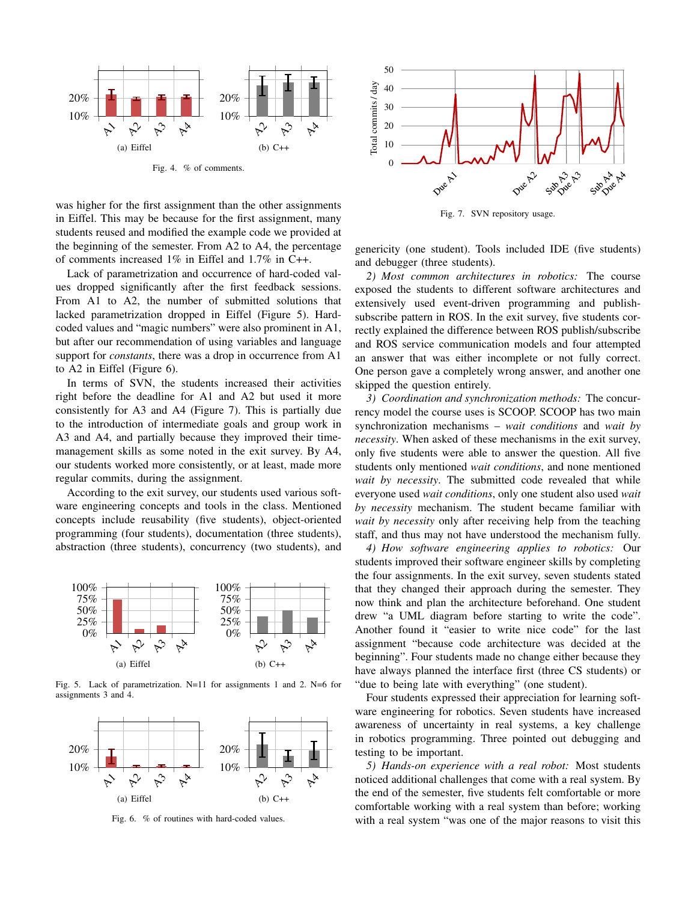Fig. 4. % of comments.

was higher for the first assignment than the other assignments in Eiffel. This may be because for the first assignment, many students reused and modified the example code we provided at the beginning of the semester. From A2 to A4, the percentage of comments increased 1% in Eiffel and 1.7% in C++.

Lack of parametrization and occurrence of hard-coded values dropped significantly after the first feedback sessions. From A1 to A2, the number of submitted solutions that lacked parametrization dropped in Eiffel (Figure 5). Hard-coded values and "magic numbers" were also prominent in A1, but after our recommendation of using variables and language support for *constants*, there was a drop in occurrence from A1 to A2 in Eiffel (Figure 6).

In terms of SVN, the students increased their activities right before the deadline for A1 and A2 but used it more consistently for A3 and A4 (Figure 7). This is partially due to the introduction of intermediate goals and group work in A3 and A4, and partially because they improved their time-management skills as some noted in the exit survey. By A4, our students worked more consistently, or at least, made more regular commits, during the assignment.

According to the exit survey, our students used various software engineering concepts and tools in the class. Mentioned concepts include reusability (five students), object-oriented programming (four students), documentation (three students), abstraction (three students), concurrency (two students), and genericity (one student). Tools included IDE (five students) and debugger (three students).

Fig. 5. Lack of parametrization. N=11 for assignments 1 and 2. N=6 for assignments 3 and 4.

Fig. 6. % of routines with hard-coded values.

Fig. 7. SVN repository usage.

*2) Most common architectures in robotics:* The course exposed the students to different software architectures and extensively used event-driven programming and publish-subscribe pattern in ROS. In the exit survey, five students correctly explained the difference between ROS publish/subscribe and ROS service communication models and four attempted an answer that was either incomplete or not fully correct. One person gave a completely wrong answer, and another one skipped the question entirely.

*3) Coordination and synchronization methods:* The concurrency model the course uses is SCOOP. SCOOP has two main synchronization mechanisms – *wait conditions* and *wait by necessity*. When asked of these mechanisms in the exit survey, only five students were able to answer the question. All five students only mentioned *wait conditions*, and none mentioned *wait by necessity*. The submitted code revealed that while everyone used *wait conditions*, only one student also used *wait by necessity* mechanism. The student became familiar with *wait by necessity* only after receiving help from the teaching staff, and thus may not have understood the mechanism fully.

*4) How software engineering applies to robotics:* Our students improved their software engineer skills by completing the four assignments. In the exit survey, seven students stated that they changed their approach during the semester. They now think and plan the architecture beforehand. One student drew "a UML diagram before starting to write the code". Another found it "easier to write nice code" for the last assignment "because code architecture was decided at the beginning". Four students made no change either because they have always planned the interface first (three CS students) or "due to being late with everything" (one student).

Four students expressed their appreciation for learning software engineering for robotics. Seven students have increased awareness of uncertainty in real systems, a key challenge in robotics programming. Three pointed out debugging and testing to be important.

*5) Hands-on experience with a real robot:* Most students noticed additional challenges that come with a real system. By the end of the semester, five students felt comfortable or more comfortable working with a real system than before; working with a real system "was one of the major reasons to visit this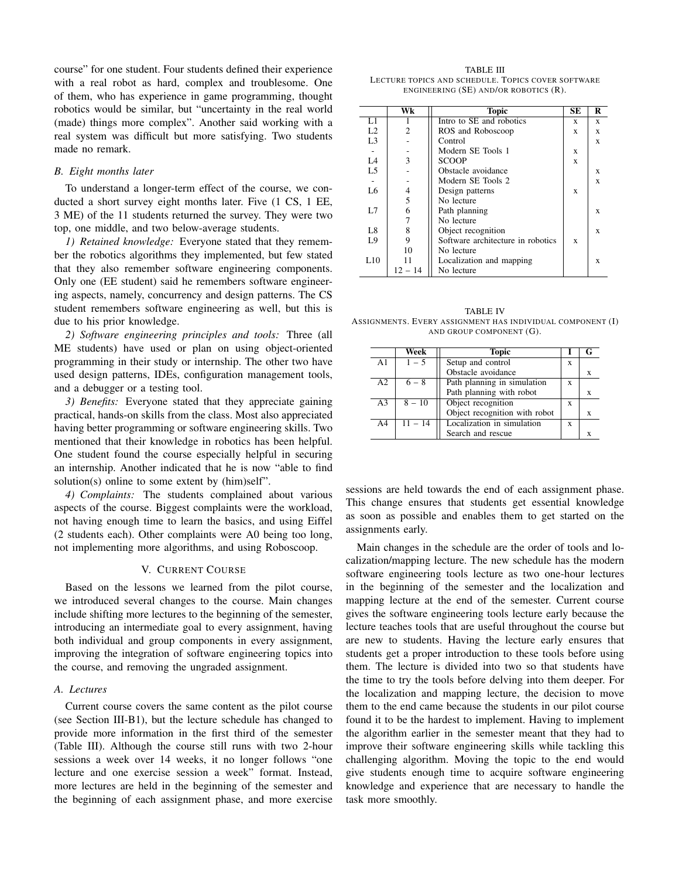course" for one student. Four students defined their experience with a real robot as hard, complex and troublesome. One of them, who has experience in game programming, thought robotics would be similar, but "uncertainty in the real world (made) things more complex". Another said working with a real system was difficult but more satisfying. Two students made no remark.

### B. Eight months later

To understand a longer-term effect of the course, we conducted a short survey eight months later. Five (1 CS, 1 EE, 3 ME) of the 11 students returned the survey. They were two top, one middle, and two below-average students.

*1) Retained knowledge:* Everyone stated that they remember the robotics algorithms they implemented, but few stated that they also remember software engineering components. Only one (EE student) said he remembers software engineering aspects, namely, concurrency and design patterns. The CS student remembers software engineering as well, but this is due to his prior knowledge.

*2) Software engineering principles and tools:* Three (all ME students) have used or plan on using object-oriented programming in their study or internship. The other two have used design patterns, IDEs, configuration management tools, and a debugger or a testing tool.

*3) Benefits:* Everyone stated that they appreciate gaining practical, hands-on skills from the class. Most also appreciated having better programming or software engineering skills. Two mentioned that their knowledge in robotics has been helpful. One student found the course especially helpful in securing an internship. Another indicated that he is now "able to find solution(s) online to some extent by (him)self".

*4) Complaints:* The students complained about various aspects of the course. Biggest complaints were the workload, not having enough time to learn the basics, and using Eiffel (2 students each). Other complaints were A0 being too long, not implementing more algorithms, and using Roboscoop.

## V. Current Course

Based on the lessons we learned from the pilot course, we introduced several changes to the course. Main changes include shifting more lectures to the beginning of the semester, introducing an intermediate goal to every assignment, having both individual and group components in every assignment, improving the integration of software engineering topics into the course, and removing the ungraded assignment.

### A. Lectures

Current course covers the same content as the pilot course (see Section III-B1), but the lecture schedule has changed to provide more information in the first third of the semester (Table III). Although the course still runs with two 2-hour sessions a week over 14 weeks, it no longer follows "one lecture and one exercise session a week" format. Instead, more lectures are held in the beginning of the semester and the beginning of each assignment phase, and more exercise sessions are held towards the end of each assignment phase. This change ensures that students get essential knowledge as soon as possible and enables them to get started on the assignments early.

TABLE III
Lecture topics and schedule. Topics cover software engineering (SE) and/or robotics (R).

| | Wk | Topic | SE | R |
|---|---|---|---|---|
| L1 | 1 | Intro to SE and robotics | x | x |
| L2 | 2 | ROS and Roboscoop | x | x |
| L3 | - | Control | | x |
| - | - | Modern SE Tools 1 | x | |
| L4 | 3 | SCOOP | x | |
| L5 | - | Obstacle avoidance | | x |
| - | - | Modern SE Tools 2 | | x |
| L6 | 4 | Design patterns | x | |
| | 5 | No lecture | | |
| L7 | 6 | Path planning | | x |
| | 7 | No lecture | | |
| L8 | 8 | Object recognition | | x |
| L9 | 9 | Software architecture in robotics | x | |
| | 10 | No lecture | | |
| L10 | 11 | Localization and mapping | | x |
| | 12 – 14 | No lecture | | |

TABLE IV
Assignments. Every assignment has individual component (I) and group component (G).

| | Week | Topic | I | G |
|---|---|---|---|---|
| A1 | 1 – 5 | Setup and control | x | |
| | | Obstacle avoidance | | x |
| A2 | 6 – 8 | Path planning in simulation | x | |
| | | Path planning with robot | | x |
| A3 | 8 – 10 | Object recognition | x | |
| | | Object recognition with robot | | x |
| A4 | 11 – 14 | Localization in simulation | x | |
| | | Search and rescue | | x |

Main changes in the schedule are the order of tools and localization/mapping lecture. The new schedule has the modern software engineering tools lecture as two one-hour lectures in the beginning of the semester and the localization and mapping lecture at the end of the semester. Current course gives the software engineering tools lecture early because the lecture teaches tools that are useful throughout the course but are new to students. Having the lecture early ensures that students get a proper introduction to these tools before using them. The lecture is divided into two so that students have the time to try the tools before delving into them deeper. For the localization and mapping lecture, the decision to move them to the end came because the students in our pilot course found it to be the hardest to implement. Having to implement the algorithm earlier in the semester meant that they had to improve their software engineering skills while tackling this challenging algorithm. Moving the topic to the end would give students enough time to acquire software engineering knowledge and experience that are necessary to handle the task more smoothly.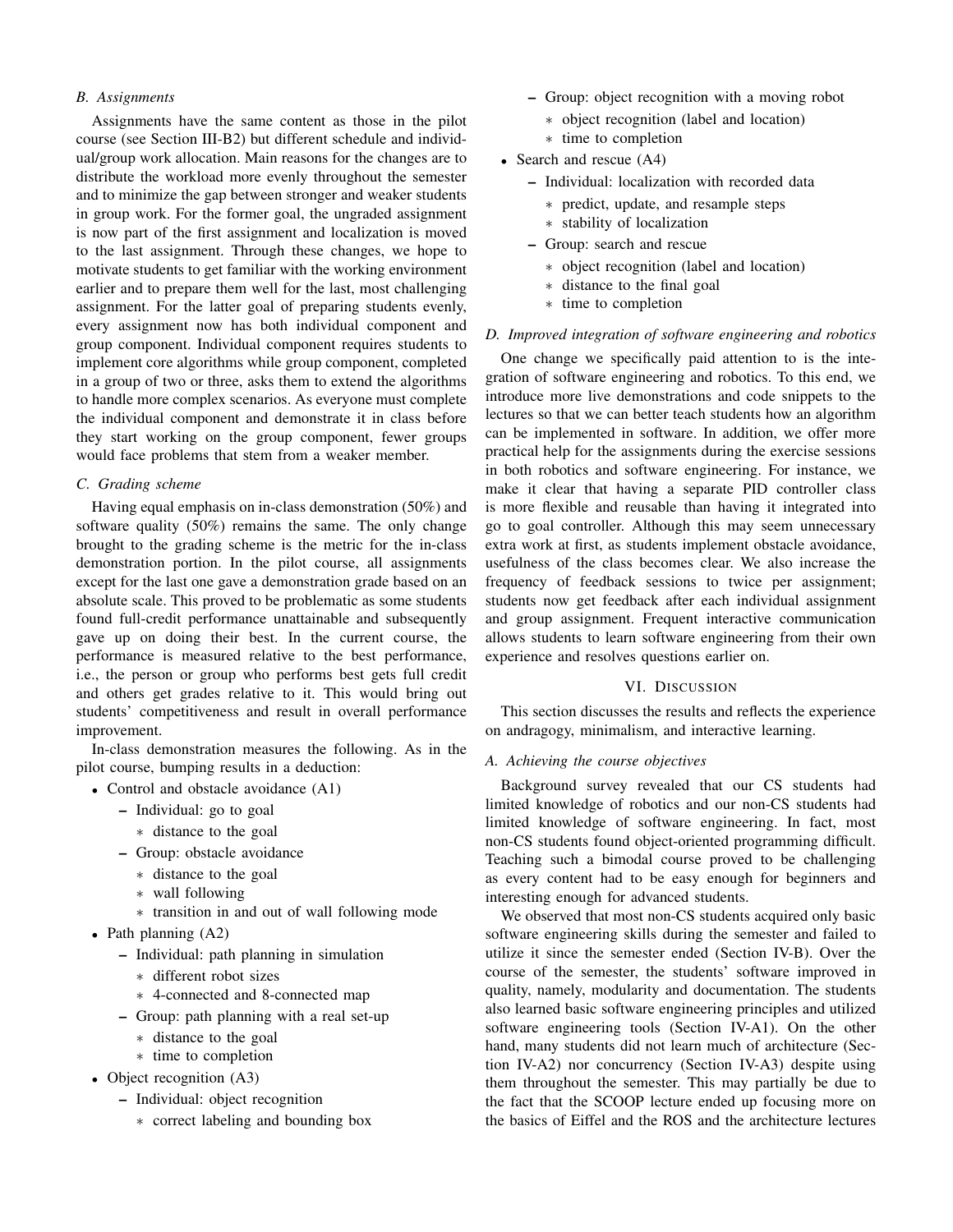### B. Assignments

Assignments have the same content as those in the pilot course (see Section III-B2) but different schedule and individual/group work allocation. Main reasons for the changes are to distribute the workload more evenly throughout the semester and to minimize the gap between stronger and weaker students in group work. For the former goal, the ungraded assignment is now part of the first assignment and localization is moved to the last assignment. Through these changes, we hope to motivate students to get familiar with the working environment earlier and to prepare them well for the last, most challenging assignment. For the latter goal of preparing students evenly, every assignment now has both individual component and group component. Individual component requires students to implement core algorithms while group component, completed in a group of two or three, asks them to extend the algorithms to handle more complex scenarios. As everyone must complete the individual component and demonstrate it in class before they start working on the group component, fewer groups would face problems that stem from a weaker member.

### C. Grading scheme

Having equal emphasis on in-class demonstration (50%) and software quality (50%) remains the same. The only change brought to the grading scheme is the metric for the in-class demonstration portion. In the pilot course, all assignments except for the last one gave a demonstration grade based on an absolute scale. This proved to be problematic as some students found full-credit performance unattainable and subsequently gave up on doing their best. In the current course, the performance is measured relative to the best performance, i.e., the person or group who performs best gets full credit and others get grades relative to it. This would bring out students' competitiveness and result in overall performance improvement.

In-class demonstration measures the following. As in the pilot course, bumping results in a deduction:

- Control and obstacle avoidance (A1)
  - Individual: go to goal
    - distance to the goal
  - Group: obstacle avoidance
    - distance to the goal
    - wall following
    - transition in and out of wall following mode
- Path planning (A2)
  - Individual: path planning in simulation
    - different robot sizes
    - 4-connected and 8-connected map
  - Group: path planning with a real set-up
    - distance to the goal
    - time to completion
- Object recognition (A3)
  - Individual: object recognition
    - correct labeling and bounding box
  - Group: object recognition with a moving robot
    - object recognition (label and location)
    - time to completion
- Search and rescue (A4)
  - Individual: localization with recorded data
    - predict, update, and resample steps
    - stability of localization
  - Group: search and rescue
    - object recognition (label and location)
    - distance to the final goal
    - time to completion

### D. Improved integration of software engineering and robotics

One change we specifically paid attention to is the integration of software engineering and robotics. To this end, we introduce more live demonstrations and code snippets to the lectures so that we can better teach students how an algorithm can be implemented in software. In addition, we offer more practical help for the assignments during the exercise sessions in both robotics and software engineering. For instance, we make it clear that having a separate PID controller class is more flexible and reusable than having it integrated into go to goal controller. Although this may seem unnecessary extra work at first, as students implement obstacle avoidance, usefulness of the class becomes clear. We also increase the frequency of feedback sessions to twice per assignment; students now get feedback after each individual assignment and group assignment. Frequent interactive communication allows students to learn software engineering from their own experience and resolves questions earlier on.

## VI. Discussion

This section discusses the results and reflects the experience on andragogy, minimalism, and interactive learning.

### A. Achieving the course objectives

Background survey revealed that our CS students had limited knowledge of robotics and our non-CS students had limited knowledge of software engineering. In fact, most non-CS students found object-oriented programming difficult. Teaching such a bimodal course proved to be challenging as every content had to be easy enough for beginners and interesting enough for advanced students.

We observed that most non-CS students acquired only basic software engineering skills during the semester and failed to utilize it since the semester ended (Section IV-B). Over the course of the semester, the students' software improved in quality, namely, modularity and documentation. The students also learned basic software engineering principles and utilized software engineering tools (Section IV-A1). On the other hand, many students did not learn much of architecture (Section IV-A2) nor concurrency (Section IV-A3) despite using them throughout the semester. This may partially be due to the fact that the SCOOP lecture ended up focusing more on the basics of Eiffel and the ROS and the architecture lectures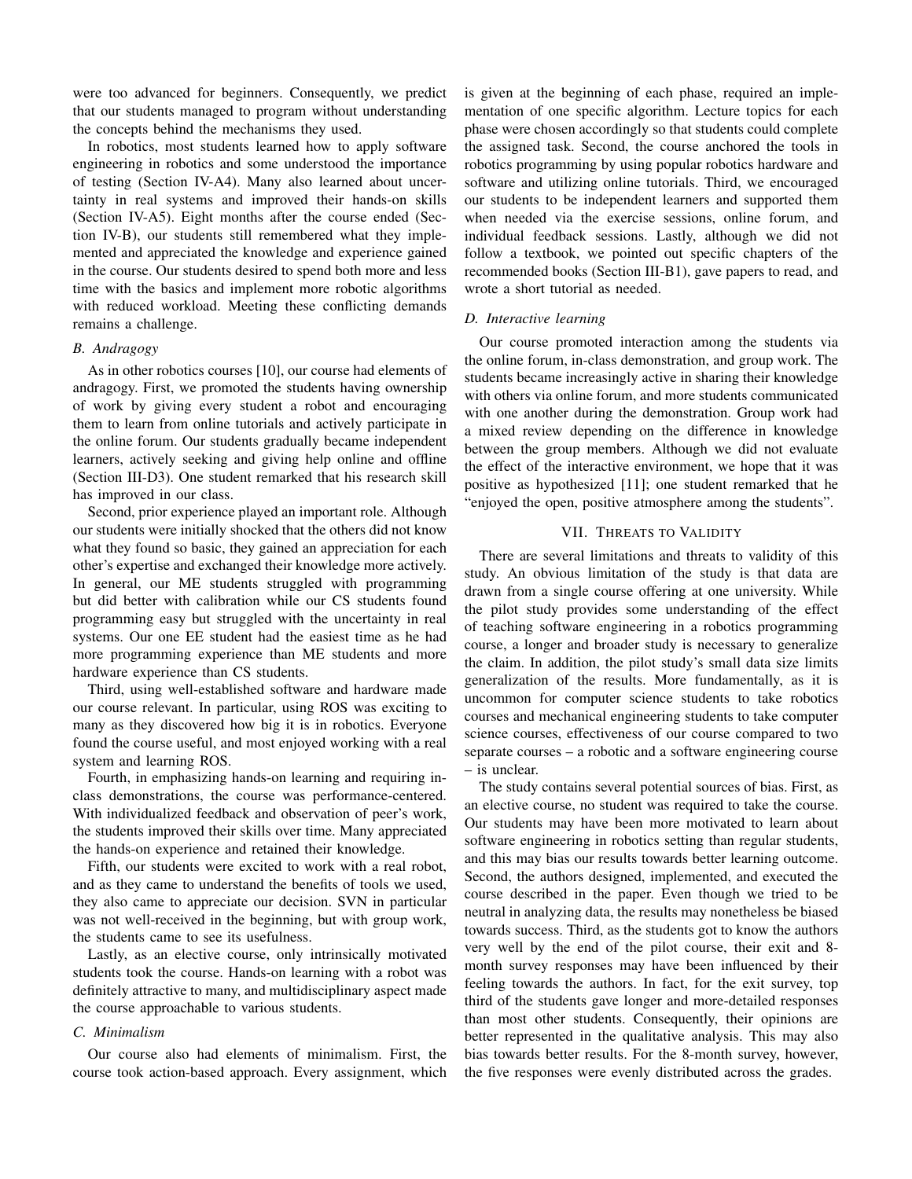were too advanced for beginners. Consequently, we predict that our students managed to program without understanding the concepts behind the mechanisms they used.

In robotics, most students learned how to apply software engineering in robotics and some understood the importance of testing (Section IV-A4). Many also learned about uncertainty in real systems and improved their hands-on skills (Section IV-A5). Eight months after the course ended (Section IV-B), our students still remembered what they implemented and appreciated the knowledge and experience gained in the course. Our students desired to spend both more and less time with the basics and implement more robotic algorithms with reduced workload. Meeting these conflicting demands remains a challenge.

### *B. Andragogy*

As in other robotics courses [10], our course had elements of andragogy. First, we promoted the students having ownership of work by giving every student a robot and encouraging them to learn from online tutorials and actively participate in the online forum. Our students gradually became independent learners, actively seeking and giving help online and offline (Section III-D3). One student remarked that his research skill has improved in our class.

Second, prior experience played an important role. Although our students were initially shocked that the others did not know what they found so basic, they gained an appreciation for each other's expertise and exchanged their knowledge more actively. In general, our ME students struggled with programming but did better with calibration while our CS students found programming easy but struggled with the uncertainty in real systems. Our one EE student had the easiest time as he had more programming experience than ME students and more hardware experience than CS students.

Third, using well-established software and hardware made our course relevant. In particular, using ROS was exciting to many as they discovered how big it is in robotics. Everyone found the course useful, and most enjoyed working with a real system and learning ROS.

Fourth, in emphasizing hands-on learning and requiring in-class demonstrations, the course was performance-centered. With individualized feedback and observation of peer's work, the students improved their skills over time. Many appreciated the hands-on experience and retained their knowledge.

Fifth, our students were excited to work with a real robot, and as they came to understand the benefits of tools we used, they also came to appreciate our decision. SVN in particular was not well-received in the beginning, but with group work, the students came to see its usefulness.

Lastly, as an elective course, only intrinsically motivated students took the course. Hands-on learning with a robot was definitely attractive to many, and multidisciplinary aspect made the course approachable to various students.

### *C. Minimalism*

Our course also had elements of minimalism. First, the course took action-based approach. Every assignment, which is given at the beginning of each phase, required an implementation of one specific algorithm. Lecture topics for each phase were chosen accordingly so that students could complete the assigned task. Second, the course anchored the tools in robotics programming by using popular robotics hardware and software and utilizing online tutorials. Third, we encouraged our students to be independent learners and supported them when needed via the exercise sessions, online forum, and individual feedback sessions. Lastly, although we did not follow a textbook, we pointed out specific chapters of the recommended books (Section III-B1), gave papers to read, and wrote a short tutorial as needed.

### *D. Interactive learning*

Our course promoted interaction among the students via the online forum, in-class demonstration, and group work. The students became increasingly active in sharing their knowledge with others via online forum, and more students communicated with one another during the demonstration. Group work had a mixed review depending on the difference in knowledge between the group members. Although we did not evaluate the effect of the interactive environment, we hope that it was positive as hypothesized [11]; one student remarked that he "enjoyed the open, positive atmosphere among the students".

## VII. Threats to Validity

There are several limitations and threats to validity of this study. An obvious limitation of the study is that data are drawn from a single course offering at one university. While the pilot study provides some understanding of the effect of teaching software engineering in a robotics programming course, a longer and broader study is necessary to generalize the claim. In addition, the pilot study's small data size limits generalization of the results. More fundamentally, as it is uncommon for computer science students to take robotics courses and mechanical engineering students to take computer science courses, effectiveness of our course compared to two separate courses – a robotic and a software engineering course – is unclear.

The study contains several potential sources of bias. First, as an elective course, no student was required to take the course. Our students may have been more motivated to learn about software engineering in robotics setting than regular students, and this may bias our results towards better learning outcome. Second, the authors designed, implemented, and executed the course described in the paper. Even though we tried to be neutral in analyzing data, the results may nonetheless be biased towards success. Third, as the students got to know the authors very well by the end of the pilot course, their exit and 8-month survey responses may have been influenced by their feeling towards the authors. In fact, for the exit survey, top third of the students gave longer and more-detailed responses than most other students. Consequently, their opinions are better represented in the qualitative analysis. This may also bias towards better results. For the 8-month survey, however, the five responses were evenly distributed across the grades.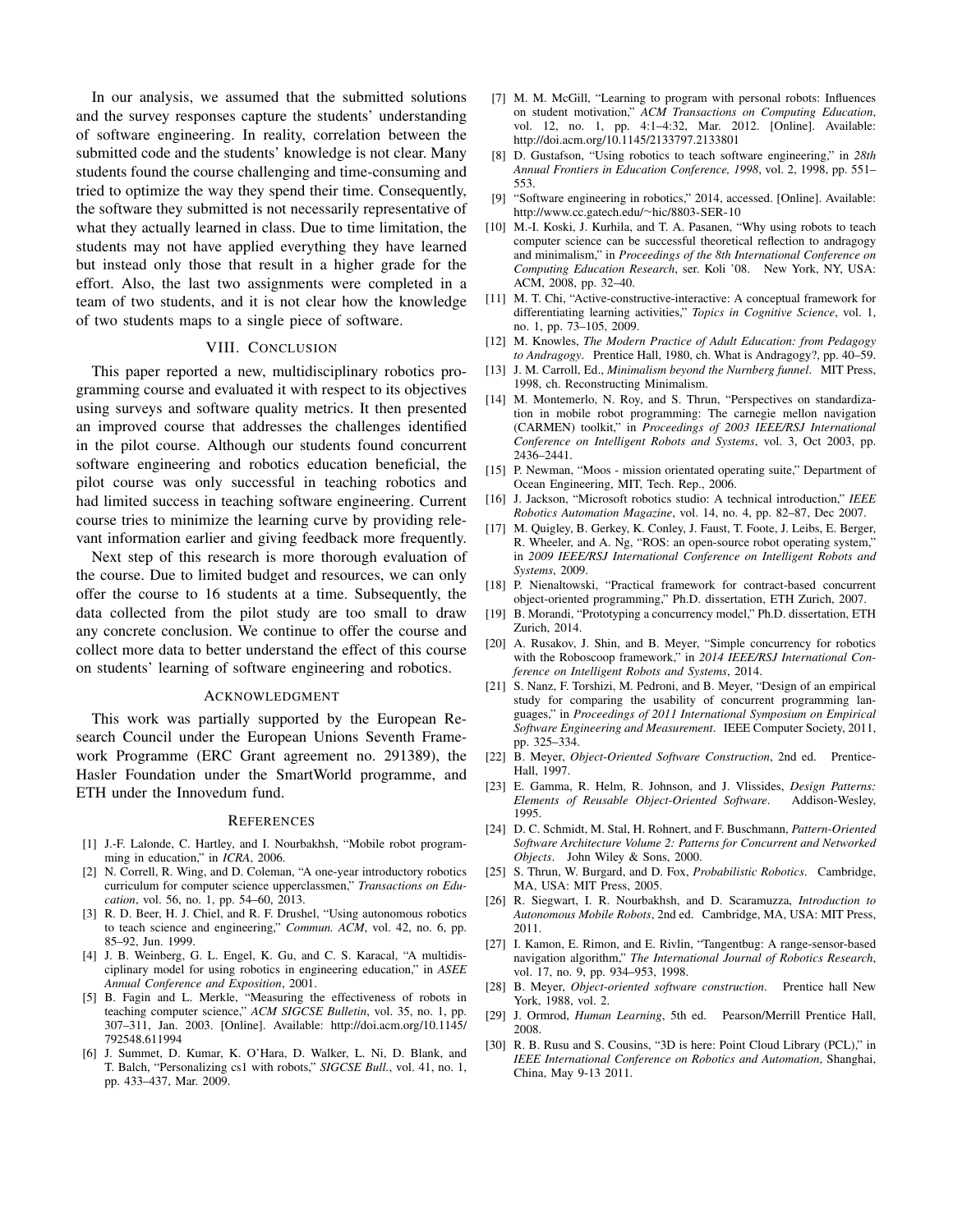In our analysis, we assumed that the submitted solutions and the survey responses capture the students' understanding of software engineering. In reality, correlation between the submitted code and the students' knowledge is not clear. Many students found the course challenging and time-consuming and tried to optimize the way they spend their time. Consequently, the software they submitted is not necessarily representative of what they actually learned in class. Due to time limitation, the students may not have applied everything they have learned but instead only those that result in a higher grade for the effort. Also, the last two assignments were completed in a team of two students, and it is not clear how the knowledge of two students maps to a single piece of software.

## VIII. Conclusion

This paper reported a new, multidisciplinary robotics programming course and evaluated it with respect to its objectives using surveys and software quality metrics. It then presented an improved course that addresses the challenges identified in the pilot course. Although our students found concurrent software engineering and robotics education beneficial, the pilot course was only successful in teaching robotics and had limited success in teaching software engineering. Current course tries to minimize the learning curve by providing relevant information earlier and giving feedback more frequently.

Next step of this research is more thorough evaluation of the course. Due to limited budget and resources, we can only offer the course to 16 students at a time. Subsequently, the data collected from the pilot study are too small to draw any concrete conclusion. We continue to offer the course and collect more data to better understand the effect of this course on students' learning of software engineering and robotics.

## Acknowledgment

This work was partially supported by the European Research Council under the European Unions Seventh Framework Programme (ERC Grant agreement no. 291389), the Hasler Foundation under the SmartWorld programme, and ETH under the Innovedum fund.

## References

[1] J.-F. Lalonde, C. Hartley, and I. Nourbakhsh, "Mobile robot programming in education," in *ICRA*, 2006.

[2] N. Correll, R. Wing, and D. Coleman, "A one-year introductory robotics curriculum for computer science upperclassmen," *Transactions on Education*, vol. 56, no. 1, pp. 54–60, 2013.

[3] R. D. Beer, H. J. Chiel, and R. F. Drushel, "Using autonomous robotics to teach science and engineering," *Commun. ACM*, vol. 42, no. 6, pp. 85–92, Jun. 1999.

[4] J. B. Weinberg, G. L. Engel, K. Gu, and C. S. Karacal, "A multidisciplinary model for using robotics in engineering education," in *ASEE Annual Conference and Exposition*, 2001.

[5] B. Fagin and L. Merkle, "Measuring the effectiveness of robots in teaching computer science," *ACM SIGCSE Bulletin*, vol. 35, no. 1, pp. 307–311, Jan. 2003. [Online]. Available: http://doi.acm.org/10.1145/792548.611994

[6] J. Summet, D. Kumar, K. O'Hara, D. Walker, L. Ni, D. Blank, and T. Balch, "Personalizing cs1 with robots," *SIGCSE Bull.*, vol. 41, no. 1, pp. 433–437, Mar. 2009.

[7] M. M. McGill, "Learning to program with personal robots: Influences on student motivation," *ACM Transactions on Computing Education*, vol. 12, no. 1, pp. 4:1–4:32, Mar. 2012. [Online]. Available: http://doi.acm.org/10.1145/2133797.2133801

[8] D. Gustafson, "Using robotics to teach software engineering," in *28th Annual Frontiers in Education Conference, 1998*, vol. 2, 1998, pp. 551–553.

[9] "Software engineering in robotics," 2014, accessed. [Online]. Available: http://www.cc.gatech.edu/~hic/8803-SER-10

[10] M.-I. Koski, J. Kurhila, and T. A. Pasanen, "Why using robots to teach computer science can be successful theoretical reflection to andragogy and minimalism," in *Proceedings of the 8th International Conference on Computing Education Research*, ser. Koli '08. New York, NY, USA: ACM, 2008, pp. 32–40.

[11] M. T. Chi, "Active-constructive-interactive: A conceptual framework for differentiating learning activities," *Topics in Cognitive Science*, vol. 1, no. 1, pp. 73–105, 2009.

[12] M. Knowles, *The Modern Practice of Adult Education: from Pedagogy to Andragogy*. Prentice Hall, 1980, ch. What is Andragogy?, pp. 40–59.

[13] J. M. Carroll, Ed., *Minimalism beyond the Nurnberg funnel*. MIT Press, 1998, ch. Reconstructing Minimalism.

[14] M. Montemerlo, N. Roy, and S. Thrun, "Perspectives on standardization in mobile robot programming: The carnegie mellon navigation (CARMEN) toolkit," in *Proceedings of 2003 IEEE/RSJ International Conference on Intelligent Robots and Systems*, vol. 3, Oct 2003, pp. 2436–2441.

[15] P. Newman, "Moos - mission orientated operating suite," Department of Ocean Engineering, MIT, Tech. Rep., 2006.

[16] J. Jackson, "Microsoft robotics studio: A technical introduction," *IEEE Robotics Automation Magazine*, vol. 14, no. 4, pp. 82–87, Dec 2007.

[17] M. Quigley, B. Gerkey, K. Conley, J. Faust, T. Foote, J. Leibs, E. Berger, R. Wheeler, and A. Ng, "ROS: an open-source robot operating system," in *2009 IEEE/RSJ International Conference on Intelligent Robots and Systems*, 2009.

[18] P. Nienaltowski, "Practical framework for contract-based concurrent object-oriented programming," Ph.D. dissertation, ETH Zurich, 2007.

[19] B. Morandi, "Prototyping a concurrency model," Ph.D. dissertation, ETH Zurich, 2014.

[20] A. Rusakov, J. Shin, and B. Meyer, "Simple concurrency for robotics with the Roboscoop framework," in *2014 IEEE/RSJ International Conference on Intelligent Robots and Systems*, 2014.

[21] S. Nanz, F. Torshizi, M. Pedroni, and B. Meyer, "Design of an empirical study for comparing the usability of concurrent programming languages," in *Proceedings of 2011 International Symposium on Empirical Software Engineering and Measurement*. IEEE Computer Society, 2011, pp. 325–334.

[22] B. Meyer, *Object-Oriented Software Construction*, 2nd ed. Prentice-Hall, 1997.

[23] E. Gamma, R. Helm, R. Johnson, and J. Vlissides, *Design Patterns: Elements of Reusable Object-Oriented Software*. Addison-Wesley, 1995.

[24] D. C. Schmidt, M. Stal, H. Rohnert, and F. Buschmann, *Pattern-Oriented Software Architecture Volume 2: Patterns for Concurrent and Networked Objects*. John Wiley & Sons, 2000.

[25] S. Thrun, W. Burgard, and D. Fox, *Probabilistic Robotics*. Cambridge, MA, USA: MIT Press, 2005.

[26] R. Siegwart, I. R. Nourbakhsh, and D. Scaramuzza, *Introduction to Autonomous Mobile Robots*, 2nd ed. Cambridge, MA, USA: MIT Press, 2011.

[27] I. Kamon, E. Rimon, and E. Rivlin, "Tangentbug: A range-sensor-based navigation algorithm," *The International Journal of Robotics Research*, vol. 17, no. 9, pp. 934–953, 1998.

[28] B. Meyer, *Object-oriented software construction*. Prentice hall New York, 1988, vol. 2.

[29] J. Ormrod, *Human Learning*, 5th ed. Pearson/Merrill Prentice Hall, 2008.

[30] R. B. Rusu and S. Cousins, "3D is here: Point Cloud Library (PCL)," in *IEEE International Conference on Robotics and Automation*, Shanghai, China, May 9-13 2011.